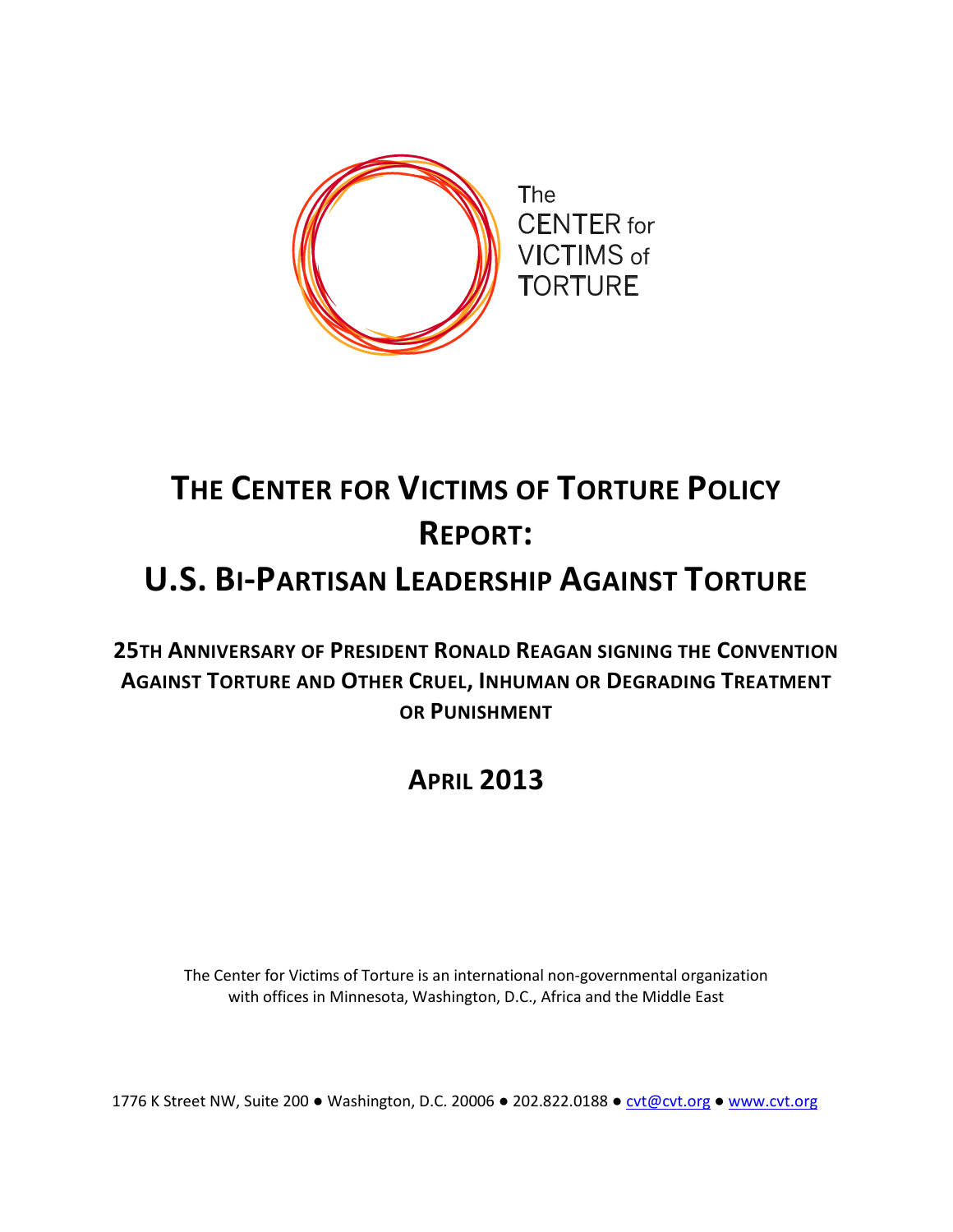The CENTER for VICTIMS of TORTURE

# THE CENTER FOR VICTIMS OF TORTURE POLICY REPORT:

# U.S. BI-PARTISAN LEADERSHIP AGAINST TORTURE

## 25TH ANNIVERSARY OF PRESIDENT RONALD REAGAN SIGNING THE CONVENTION AGAINST TORTURE AND OTHER CRUEL, INHUMAN OR DEGRADING TREATMENT OR PUNISHMENT

## APRIL 2013

The Center for Victims of Torture is an international non-governmental organization with offices in Minnesota, Washington, D.C., Africa and the Middle East

1776 K Street NW, Suite 200 ● Washington, D.C. 20006 ● 202.822.0188 ● cvt@cvt.org ● www.cvt.org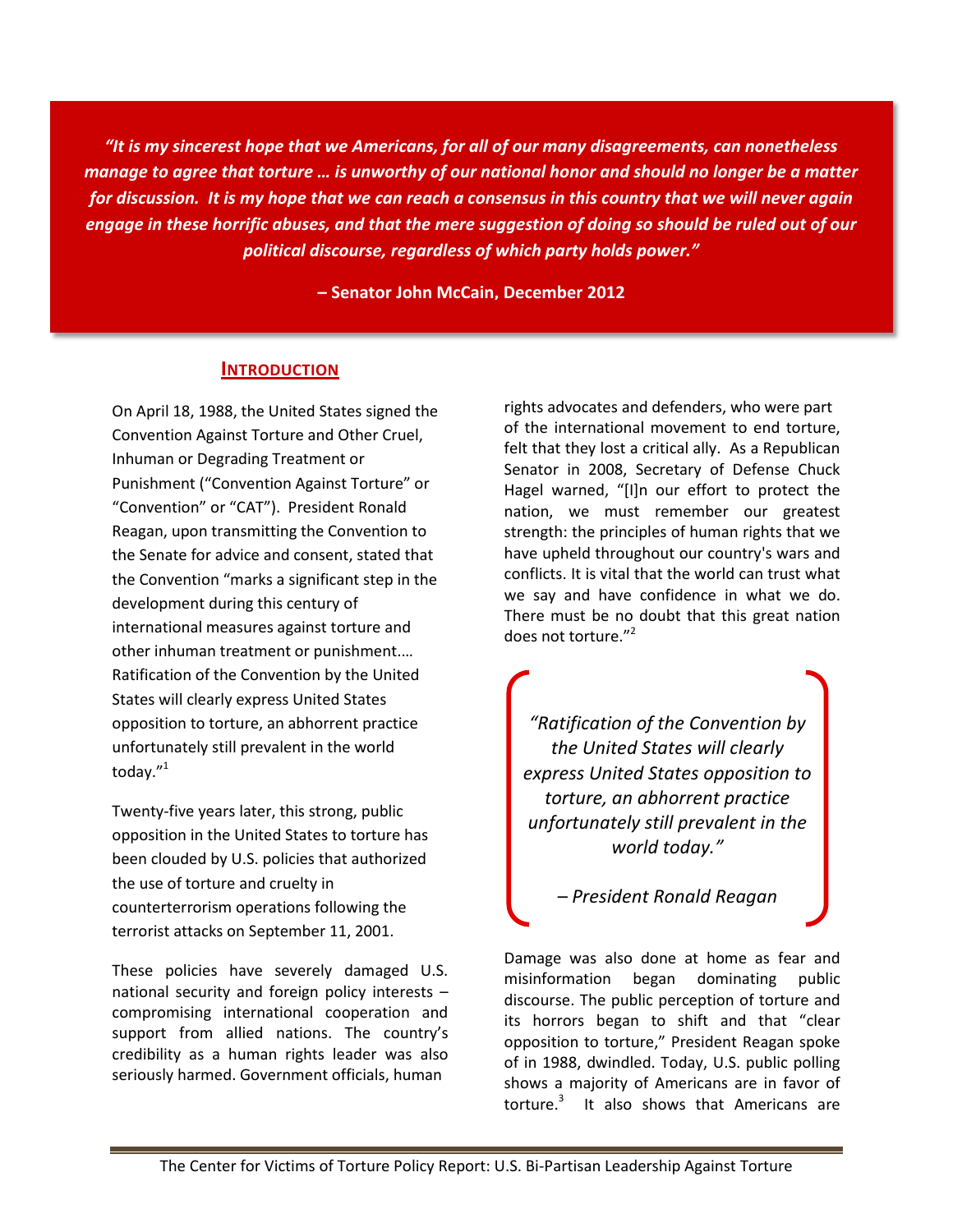> ***"It is my sincerest hope that we Americans, for all of our many disagreements, can nonetheless manage to agree that torture … is unworthy of our national honor and should no longer be a matter for discussion. It is my hope that we can reach a consensus in this country that we will never again engage in these horrific abuses, and that the mere suggestion of doing so should be ruled out of our political discourse, regardless of which party holds power."***
>
> **– Senator John McCain, December 2012**

## INTRODUCTION

On April 18, 1988, the United States signed the Convention Against Torture and Other Cruel, Inhuman or Degrading Treatment or Punishment ("Convention Against Torture" or "Convention" or "CAT"). President Ronald Reagan, upon transmitting the Convention to the Senate for advice and consent, stated that the Convention "marks a significant step in the development during this century of international measures against torture and other inhuman treatment or punishment.… Ratification of the Convention by the United States will clearly express United States opposition to torture, an abhorrent practice unfortunately still prevalent in the world today."[1]

Twenty-five years later, this strong, public opposition in the United States to torture has been clouded by U.S. policies that authorized the use of torture and cruelty in counterterrorism operations following the terrorist attacks on September 11, 2001.

These policies have severely damaged U.S. national security and foreign policy interests – compromising international cooperation and support from allied nations. The country's credibility as a human rights leader was also seriously harmed. Government officials, human rights advocates and defenders, who were part of the international movement to end torture, felt that they lost a critical ally. As a Republican Senator in 2008, Secretary of Defense Chuck Hagel warned, "[I]n our effort to protect the nation, we must remember our greatest strength: the principles of human rights that we have upheld throughout our country's wars and conflicts. It is vital that the world can trust what we say and have confidence in what we do. There must be no doubt that this great nation does not torture."[2]

> *"Ratification of the Convention by the United States will clearly express United States opposition to torture, an abhorrent practice unfortunately still prevalent in the world today."*
>
> *– President Ronald Reagan*

Damage was also done at home as fear and misinformation began dominating public discourse. The public perception of torture and its horrors began to shift and that "clear opposition to torture," President Reagan spoke of in 1988, dwindled. Today, U.S. public polling shows a majority of Americans are in favor of torture.[3] It also shows that Americans are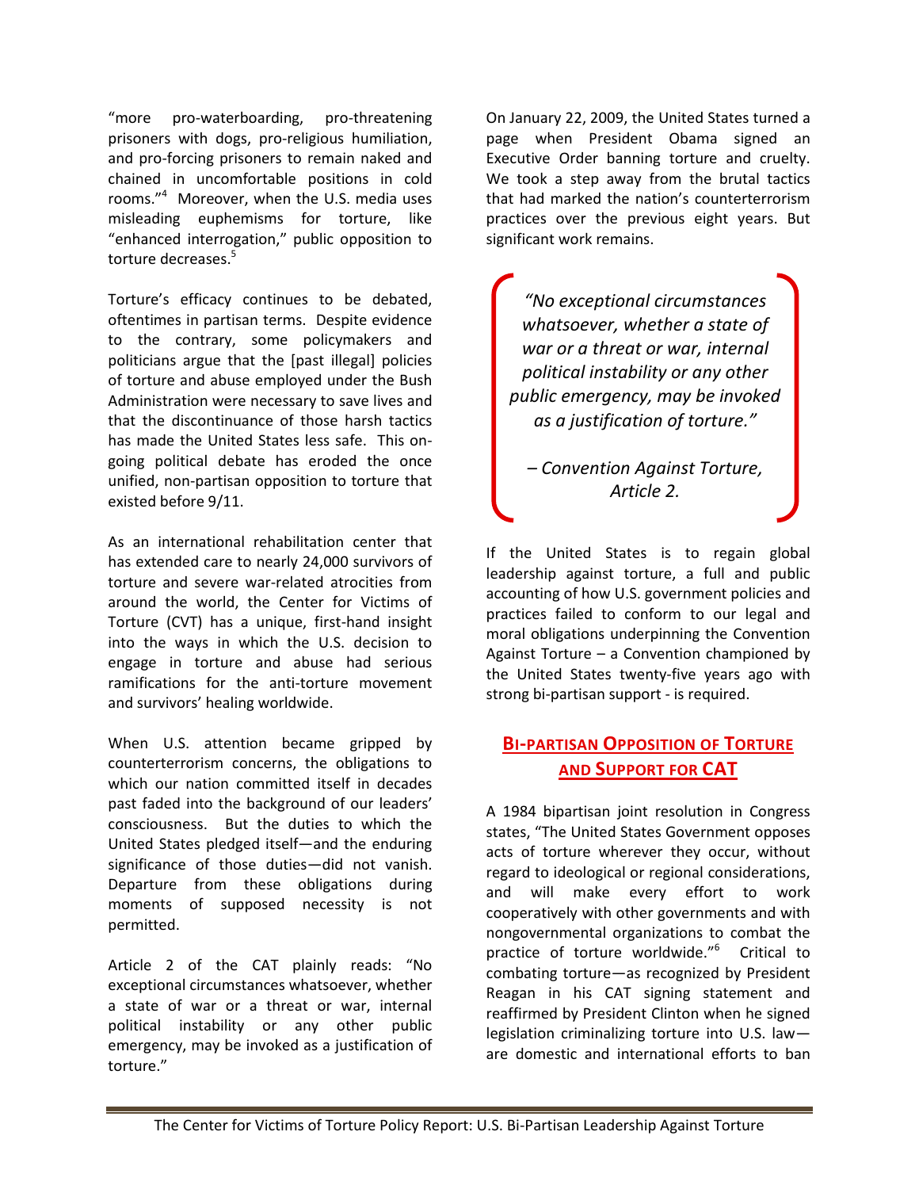"more pro-waterboarding, pro-threatening prisoners with dogs, pro-religious humiliation, and pro-forcing prisoners to remain naked and chained in uncomfortable positions in cold rooms."[4] Moreover, when the U.S. media uses misleading euphemisms for torture, like "enhanced interrogation," public opposition to torture decreases.[5]

Torture's efficacy continues to be debated, oftentimes in partisan terms. Despite evidence to the contrary, some policymakers and politicians argue that the [past illegal] policies of torture and abuse employed under the Bush Administration were necessary to save lives and that the discontinuance of those harsh tactics has made the United States less safe. This on-going political debate has eroded the once unified, non-partisan opposition to torture that existed before 9/11.

As an international rehabilitation center that has extended care to nearly 24,000 survivors of torture and severe war-related atrocities from around the world, the Center for Victims of Torture (CVT) has a unique, first-hand insight into the ways in which the U.S. decision to engage in torture and abuse had serious ramifications for the anti-torture movement and survivors' healing worldwide.

When U.S. attention became gripped by counterterrorism concerns, the obligations to which our nation committed itself in decades past faded into the background of our leaders' consciousness. But the duties to which the United States pledged itself—and the enduring significance of those duties—did not vanish. Departure from these obligations during moments of supposed necessity is not permitted.

Article 2 of the CAT plainly reads: "No exceptional circumstances whatsoever, whether a state of war or a threat or war, internal political instability or any other public emergency, may be invoked as a justification of torture."

On January 22, 2009, the United States turned a page when President Obama signed an Executive Order banning torture and cruelty. We took a step away from the brutal tactics that had marked the nation's counterterrorism practices over the previous eight years. But significant work remains.

> *"No exceptional circumstances whatsoever, whether a state of war or a threat or war, internal political instability or any other public emergency, may be invoked as a justification of torture."*
>
> *– Convention Against Torture, Article 2.*

If the United States is to regain global leadership against torture, a full and public accounting of how U.S. government policies and practices failed to conform to our legal and moral obligations underpinning the Convention Against Torture – a Convention championed by the United States twenty-five years ago with strong bi-partisan support - is required.

## Bi-partisan Opposition of Torture and Support for CAT

A 1984 bipartisan joint resolution in Congress states, "The United States Government opposes acts of torture wherever they occur, without regard to ideological or regional considerations, and will make every effort to work cooperatively with other governments and with nongovernmental organizations to combat the practice of torture worldwide."[6] Critical to combating torture—as recognized by President Reagan in his CAT signing statement and reaffirmed by President Clinton when he signed legislation criminalizing torture into U.S. law—are domestic and international efforts to ban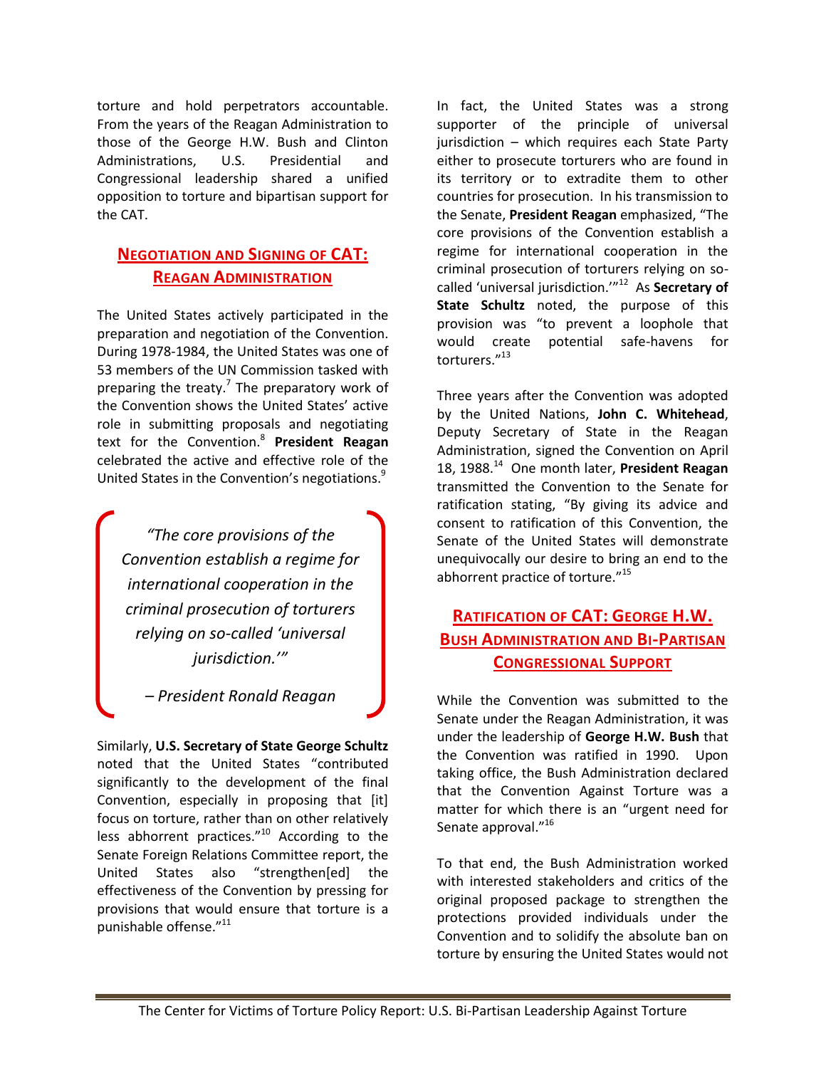torture and hold perpetrators accountable. From the years of the Reagan Administration to those of the George H.W. Bush and Clinton Administrations, U.S. Presidential and Congressional leadership shared a unified opposition to torture and bipartisan support for the CAT.

## Negotiation and Signing of CAT: Reagan Administration

The United States actively participated in the preparation and negotiation of the Convention. During 1978-1984, the United States was one of 53 members of the UN Commission tasked with preparing the treaty.[7] The preparatory work of the Convention shows the United States' active role in submitting proposals and negotiating text for the Convention.[8] **President Reagan** celebrated the active and effective role of the United States in the Convention's negotiations.[9]

> *"The core provisions of the Convention establish a regime for international cooperation in the criminal prosecution of torturers relying on so-called 'universal jurisdiction.'"*
>
> *– President Ronald Reagan*

Similarly, **U.S. Secretary of State George Schultz** noted that the United States "contributed significantly to the development of the final Convention, especially in proposing that [it] focus on torture, rather than on other relatively less abhorrent practices."[10] According to the Senate Foreign Relations Committee report, the United States also "strengthen[ed] the effectiveness of the Convention by pressing for provisions that would ensure that torture is a punishable offense."[11]

In fact, the United States was a strong supporter of the principle of universal jurisdiction – which requires each State Party either to prosecute torturers who are found in its territory or to extradite them to other countries for prosecution. In his transmission to the Senate, **President Reagan** emphasized, "The core provisions of the Convention establish a regime for international cooperation in the criminal prosecution of torturers relying on so-called 'universal jurisdiction.'"[12] As **Secretary of State Schultz** noted, the purpose of this provision was "to prevent a loophole that would create potential safe-havens for torturers."[13]

Three years after the Convention was adopted by the United Nations, **John C. Whitehead**, Deputy Secretary of State in the Reagan Administration, signed the Convention on April 18, 1988.[14] One month later, **President Reagan** transmitted the Convention to the Senate for ratification stating, "By giving its advice and consent to ratification of this Convention, the Senate of the United States will demonstrate unequivocally our desire to bring an end to the abhorrent practice of torture."[15]

## Ratification of CAT: George H.W. Bush Administration and Bi-Partisan Congressional Support

While the Convention was submitted to the Senate under the Reagan Administration, it was under the leadership of **George H.W. Bush** that the Convention was ratified in 1990. Upon taking office, the Bush Administration declared that the Convention Against Torture was a matter for which there is an "urgent need for Senate approval."[16]

To that end, the Bush Administration worked with interested stakeholders and critics of the original proposed package to strengthen the protections provided individuals under the Convention and to solidify the absolute ban on torture by ensuring the United States would not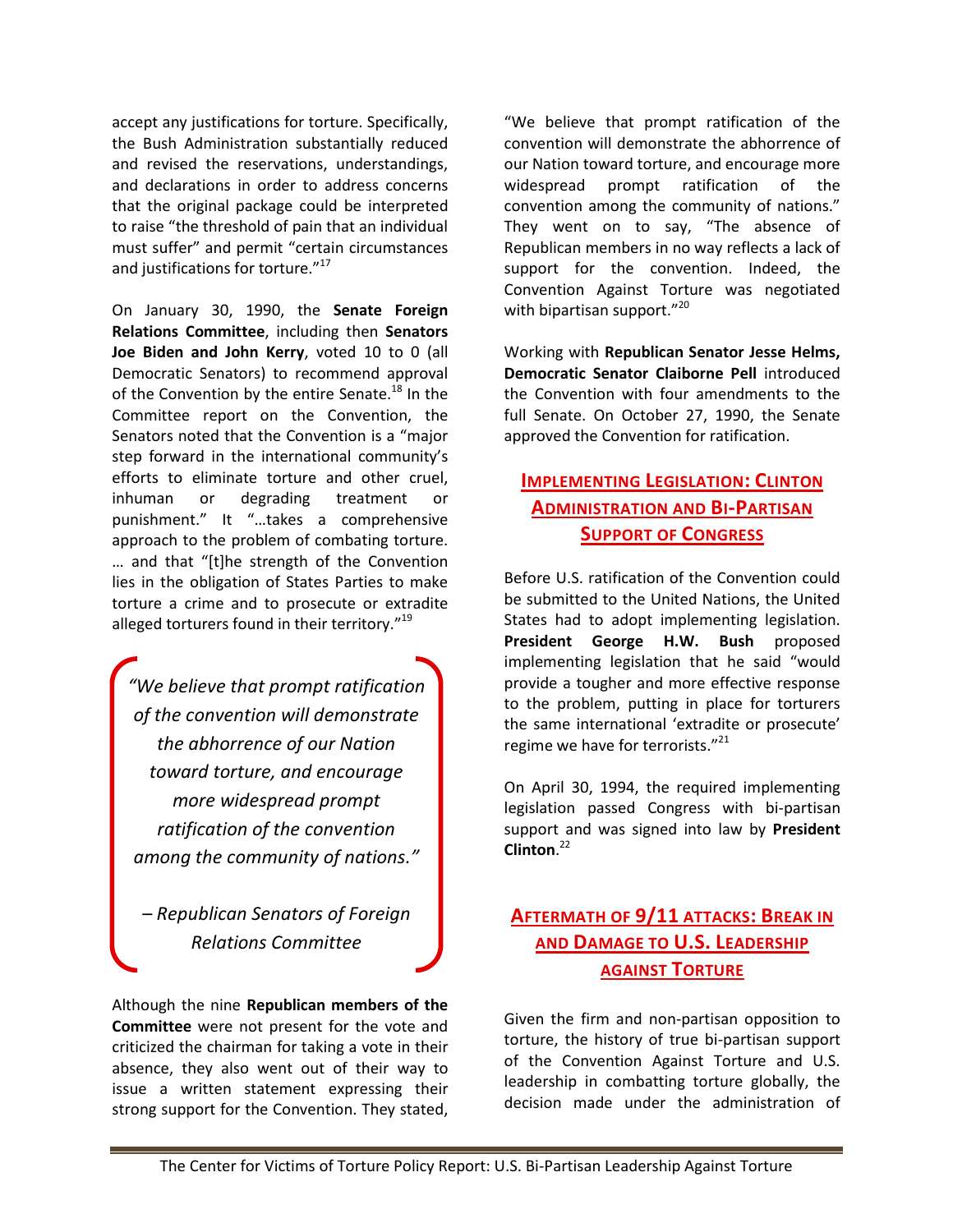accept any justifications for torture. Specifically, the Bush Administration substantially reduced and revised the reservations, understandings, and declarations in order to address concerns that the original package could be interpreted to raise "the threshold of pain that an individual must suffer" and permit "certain circumstances and justifications for torture."[17]

On January 30, 1990, the **Senate Foreign Relations Committee**, including then **Senators Joe Biden and John Kerry**, voted 10 to 0 (all Democratic Senators) to recommend approval of the Convention by the entire Senate.[18] In the Committee report on the Convention, the Senators noted that the Convention is a "major step forward in the international community's efforts to eliminate torture and other cruel, inhuman or degrading treatment or punishment." It "…takes a comprehensive approach to the problem of combating torture. … and that "[t]he strength of the Convention lies in the obligation of States Parties to make torture a crime and to prosecute or extradite alleged torturers found in their territory."[19]

> *"We believe that prompt ratification of the convention will demonstrate the abhorrence of our Nation toward torture, and encourage more widespread prompt ratification of the convention among the community of nations."*
>
> *– Republican Senators of Foreign Relations Committee*

Although the nine **Republican members of the Committee** were not present for the vote and criticized the chairman for taking a vote in their absence, they also went out of their way to issue a written statement expressing their strong support for the Convention. They stated, "We believe that prompt ratification of the convention will demonstrate the abhorrence of our Nation toward torture, and encourage more widespread prompt ratification of the convention among the community of nations." They went on to say, "The absence of Republican members in no way reflects a lack of support for the convention. Indeed, the Convention Against Torture was negotiated with bipartisan support."[20]

Working with **Republican Senator Jesse Helms, Democratic Senator Claiborne Pell** introduced the Convention with four amendments to the full Senate. On October 27, 1990, the Senate approved the Convention for ratification.

## Implementing Legislation: Clinton Administration and Bi-Partisan Support of Congress

Before U.S. ratification of the Convention could be submitted to the United Nations, the United States had to adopt implementing legislation. **President George H.W. Bush** proposed implementing legislation that he said "would provide a tougher and more effective response to the problem, putting in place for torturers the same international 'extradite or prosecute' regime we have for terrorists."[21]

On April 30, 1994, the required implementing legislation passed Congress with bi-partisan support and was signed into law by **President Clinton**.[22]

## Aftermath of 9/11 Attacks: Break in and Damage to U.S. Leadership against Torture

Given the firm and non-partisan opposition to torture, the history of true bi-partisan support of the Convention Against Torture and U.S. leadership in combatting torture globally, the decision made under the administration of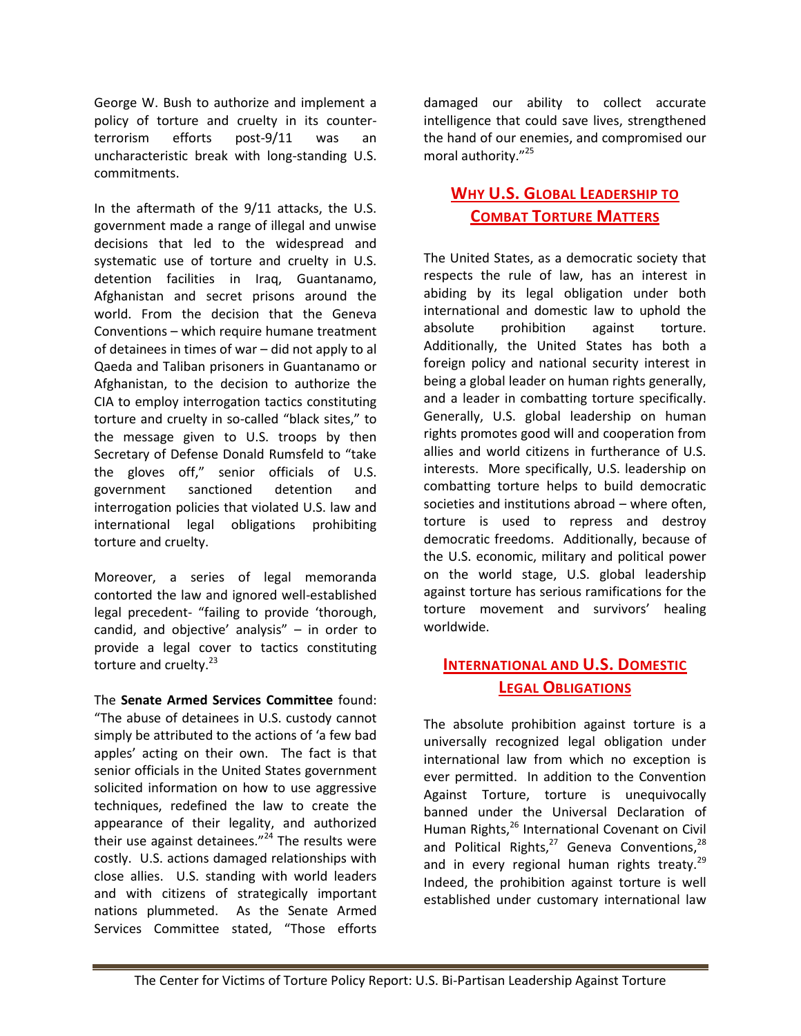George W. Bush to authorize and implement a policy of torture and cruelty in its counter-terrorism efforts post-9/11 was an uncharacteristic break with long-standing U.S. commitments.

In the aftermath of the 9/11 attacks, the U.S. government made a range of illegal and unwise decisions that led to the widespread and systematic use of torture and cruelty in U.S. detention facilities in Iraq, Guantanamo, Afghanistan and secret prisons around the world. From the decision that the Geneva Conventions – which require humane treatment of detainees in times of war – did not apply to al Qaeda and Taliban prisoners in Guantanamo or Afghanistan, to the decision to authorize the CIA to employ interrogation tactics constituting torture and cruelty in so-called "black sites," to the message given to U.S. troops by then Secretary of Defense Donald Rumsfeld to "take the gloves off," senior officials of U.S. government sanctioned detention and interrogation policies that violated U.S. law and international legal obligations prohibiting torture and cruelty.

Moreover, a series of legal memoranda contorted the law and ignored well-established legal precedent- "failing to provide 'thorough, candid, and objective' analysis" – in order to provide a legal cover to tactics constituting torture and cruelty.[23]

The **Senate Armed Services Committee** found: "The abuse of detainees in U.S. custody cannot simply be attributed to the actions of 'a few bad apples' acting on their own. The fact is that senior officials in the United States government solicited information on how to use aggressive techniques, redefined the law to create the appearance of their legality, and authorized their use against detainees."[24] The results were costly. U.S. actions damaged relationships with close allies. U.S. standing with world leaders and with citizens of strategically important nations plummeted. As the Senate Armed Services Committee stated, "Those efforts damaged our ability to collect accurate intelligence that could save lives, strengthened the hand of our enemies, and compromised our moral authority."[25]

## Why U.S. Global Leadership to Combat Torture Matters

The United States, as a democratic society that respects the rule of law, has an interest in abiding by its legal obligation under both international and domestic law to uphold the absolute prohibition against torture. Additionally, the United States has both a foreign policy and national security interest in being a global leader on human rights generally, and a leader in combatting torture specifically. Generally, U.S. global leadership on human rights promotes good will and cooperation from allies and world citizens in furtherance of U.S. interests. More specifically, U.S. leadership on combatting torture helps to build democratic societies and institutions abroad – where often, torture is used to repress and destroy democratic freedoms. Additionally, because of the U.S. economic, military and political power on the world stage, U.S. global leadership against torture has serious ramifications for the torture movement and survivors' healing worldwide.

## International and U.S. Domestic Legal Obligations

The absolute prohibition against torture is a universally recognized legal obligation under international law from which no exception is ever permitted. In addition to the Convention Against Torture, torture is unequivocally banned under the Universal Declaration of Human Rights,[26] International Covenant on Civil and Political Rights,[27] Geneva Conventions,[28] and in every regional human rights treaty.[29] Indeed, the prohibition against torture is well established under customary international law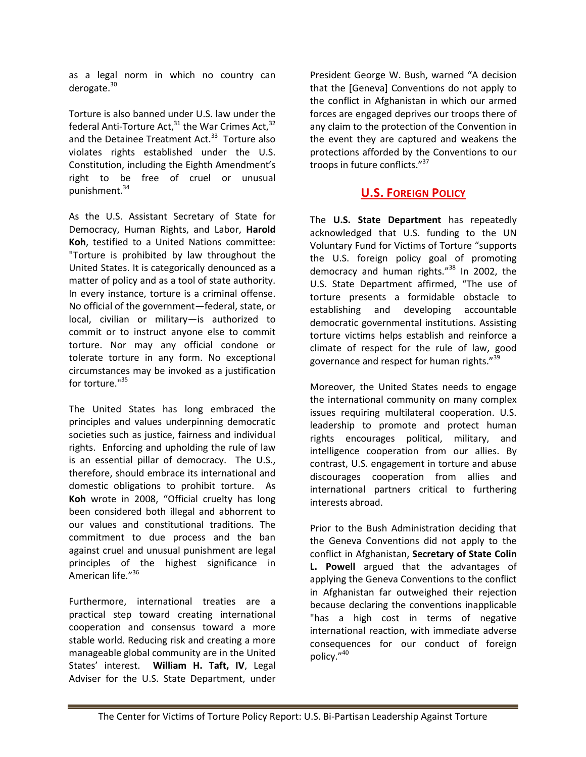as a legal norm in which no country can derogate.[30]

Torture is also banned under U.S. law under the federal Anti-Torture Act,[31] the War Crimes Act,[32] and the Detainee Treatment Act.[33] Torture also violates rights established under the U.S. Constitution, including the Eighth Amendment's right to be free of cruel or unusual punishment.[34]

As the U.S. Assistant Secretary of State for Democracy, Human Rights, and Labor, **Harold Koh**, testified to a United Nations committee: "Torture is prohibited by law throughout the United States. It is categorically denounced as a matter of policy and as a tool of state authority. In every instance, torture is a criminal offense. No official of the government—federal, state, or local, civilian or military—is authorized to commit or to instruct anyone else to commit torture. Nor may any official condone or tolerate torture in any form. No exceptional circumstances may be invoked as a justification for torture."[35]

The United States has long embraced the principles and values underpinning democratic societies such as justice, fairness and individual rights. Enforcing and upholding the rule of law is an essential pillar of democracy. The U.S., therefore, should embrace its international and domestic obligations to prohibit torture. As **Koh** wrote in 2008, "Official cruelty has long been considered both illegal and abhorrent to our values and constitutional traditions. The commitment to due process and the ban against cruel and unusual punishment are legal principles of the highest significance in American life."[36]

Furthermore, international treaties are a practical step toward creating international cooperation and consensus toward a more stable world. Reducing risk and creating a more manageable global community are in the United States' interest. **William H. Taft, IV**, Legal Adviser for the U.S. State Department, under President George W. Bush, warned "A decision that the [Geneva] Conventions do not apply to the conflict in Afghanistan in which our armed forces are engaged deprives our troops there of any claim to the protection of the Convention in the event they are captured and weakens the protections afforded by the Conventions to our troops in future conflicts."[37]

## U.S. Foreign Policy

The **U.S. State Department** has repeatedly acknowledged that U.S. funding to the UN Voluntary Fund for Victims of Torture "supports the U.S. foreign policy goal of promoting democracy and human rights."[38] In 2002, the U.S. State Department affirmed, "The use of torture presents a formidable obstacle to establishing and developing accountable democratic governmental institutions. Assisting torture victims helps establish and reinforce a climate of respect for the rule of law, good governance and respect for human rights."[39]

Moreover, the United States needs to engage the international community on many complex issues requiring multilateral cooperation. U.S. leadership to promote and protect human rights encourages political, military, and intelligence cooperation from our allies. By contrast, U.S. engagement in torture and abuse discourages cooperation from allies and international partners critical to furthering interests abroad.

Prior to the Bush Administration deciding that the Geneva Conventions did not apply to the conflict in Afghanistan, **Secretary of State Colin L. Powell** argued that the advantages of applying the Geneva Conventions to the conflict in Afghanistan far outweighed their rejection because declaring the conventions inapplicable "has a high cost in terms of negative international reaction, with immediate adverse consequences for our conduct of foreign policy."[40]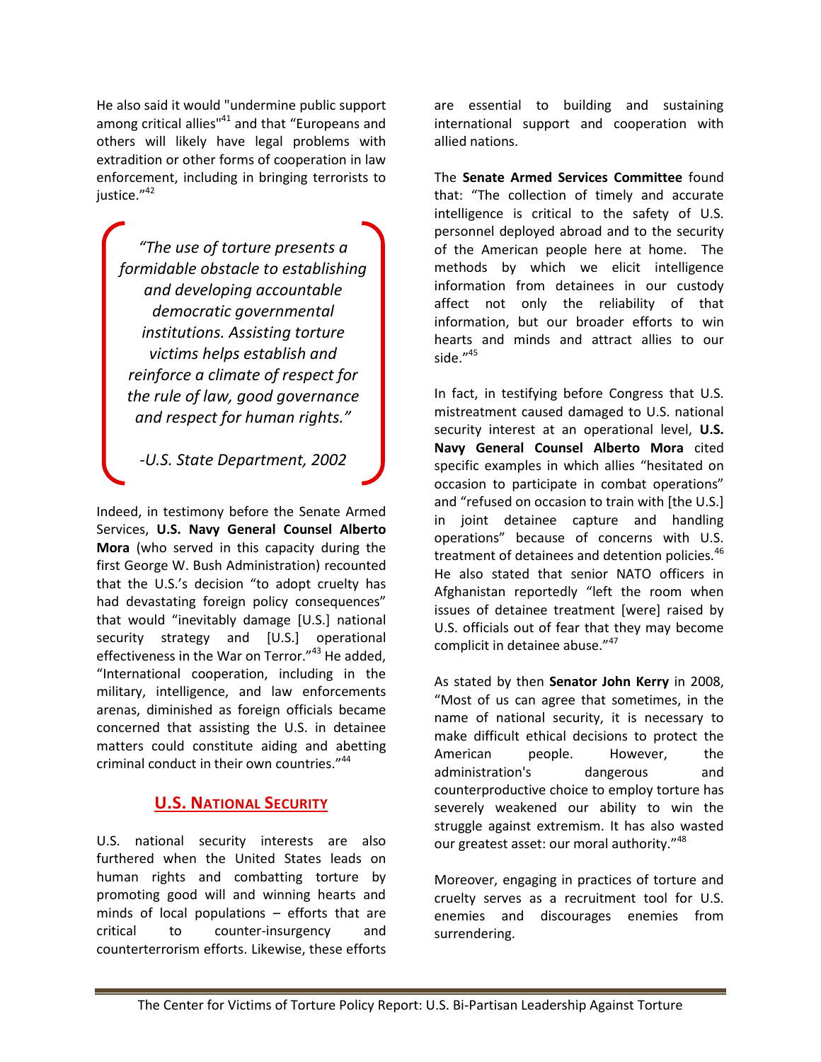He also said it would "undermine public support among critical allies"[41] and that “Europeans and others will likely have legal problems with extradition or other forms of cooperation in law enforcement, including in bringing terrorists to justice.”[42]

> *“The use of torture presents a formidable obstacle to establishing and developing accountable democratic governmental institutions. Assisting torture victims helps establish and reinforce a climate of respect for the rule of law, good governance and respect for human rights.”*
>
> *-U.S. State Department, 2002*

Indeed, in testimony before the Senate Armed Services, **U.S. Navy General Counsel Alberto Mora** (who served in this capacity during the first George W. Bush Administration) recounted that the U.S.’s decision “to adopt cruelty has had devastating foreign policy consequences” that would “inevitably damage [U.S.] national security strategy and [U.S.] operational effectiveness in the War on Terror.”[43] He added, “International cooperation, including in the military, intelligence, and law enforcements arenas, diminished as foreign officials became concerned that assisting the U.S. in detainee matters could constitute aiding and abetting criminal conduct in their own countries.”[44]

## U.S. National Security

U.S. national security interests are also furthered when the United States leads on human rights and combatting torture by promoting good will and winning hearts and minds of local populations – efforts that are critical to counter-insurgency and counterterrorism efforts. Likewise, these efforts are essential to building and sustaining international support and cooperation with allied nations.

The **Senate Armed Services Committee** found that: “The collection of timely and accurate intelligence is critical to the safety of U.S. personnel deployed abroad and to the security of the American people here at home. The methods by which we elicit intelligence information from detainees in our custody affect not only the reliability of that information, but our broader efforts to win hearts and minds and attract allies to our side.”[45]

In fact, in testifying before Congress that U.S. mistreatment caused damaged to U.S. national security interest at an operational level, **U.S. Navy General Counsel Alberto Mora** cited specific examples in which allies “hesitated on occasion to participate in combat operations” and “refused on occasion to train with [the U.S.] in joint detainee capture and handling operations” because of concerns with U.S. treatment of detainees and detention policies.[46] He also stated that senior NATO officers in Afghanistan reportedly “left the room when issues of detainee treatment [were] raised by U.S. officials out of fear that they may become complicit in detainee abuse.”[47]

As stated by then **Senator John Kerry** in 2008, “Most of us can agree that sometimes, in the name of national security, it is necessary to make difficult ethical decisions to protect the American people. However, the administration's dangerous and counterproductive choice to employ torture has severely weakened our ability to win the struggle against extremism. It has also wasted our greatest asset: our moral authority.”[48]

Moreover, engaging in practices of torture and cruelty serves as a recruitment tool for U.S. enemies and discourages enemies from surrendering.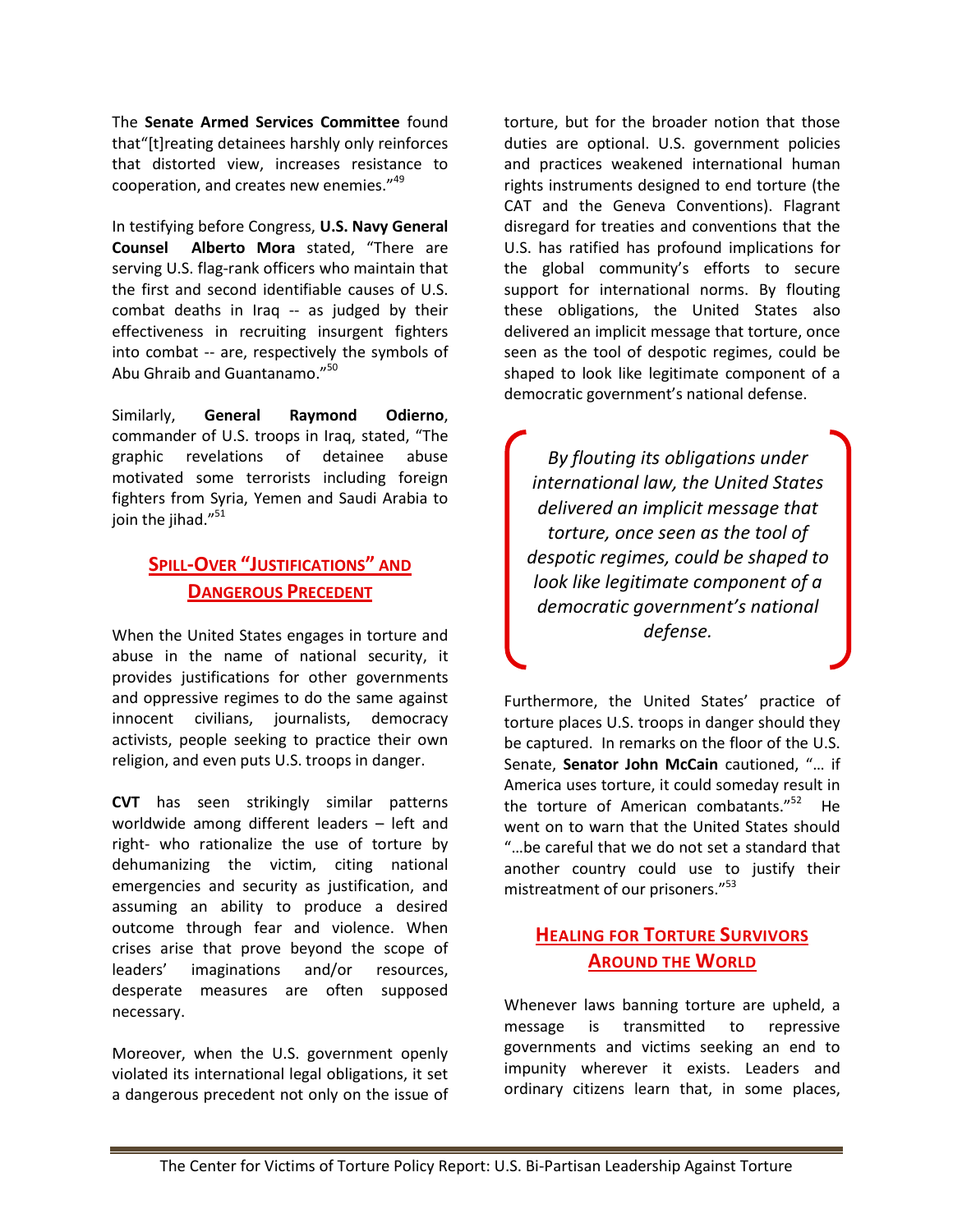The **Senate Armed Services Committee** found that"[t]reating detainees harshly only reinforces that distorted view, increases resistance to cooperation, and creates new enemies."[49]

In testifying before Congress, **U.S. Navy General Counsel Alberto Mora** stated, "There are serving U.S. flag-rank officers who maintain that the first and second identifiable causes of U.S. combat deaths in Iraq -- as judged by their effectiveness in recruiting insurgent fighters into combat -- are, respectively the symbols of Abu Ghraib and Guantanamo."[50]

Similarly, **General Raymond Odierno**, commander of U.S. troops in Iraq, stated, "The graphic revelations of detainee abuse motivated some terrorists including foreign fighters from Syria, Yemen and Saudi Arabia to join the jihad."[51]

## Spill-Over "Justifications" and Dangerous Precedent

When the United States engages in torture and abuse in the name of national security, it provides justifications for other governments and oppressive regimes to do the same against innocent civilians, journalists, democracy activists, people seeking to practice their own religion, and even puts U.S. troops in danger.

**CVT** has seen strikingly similar patterns worldwide among different leaders – left and right- who rationalize the use of torture by dehumanizing the victim, citing national emergencies and security as justification, and assuming an ability to produce a desired outcome through fear and violence. When crises arise that prove beyond the scope of leaders' imaginations and/or resources, desperate measures are often supposed necessary.

Moreover, when the U.S. government openly violated its international legal obligations, it set a dangerous precedent not only on the issue of torture, but for the broader notion that those duties are optional. U.S. government policies and practices weakened international human rights instruments designed to end torture (the CAT and the Geneva Conventions). Flagrant disregard for treaties and conventions that the U.S. has ratified has profound implications for the global community's efforts to secure support for international norms. By flouting these obligations, the United States also delivered an implicit message that torture, once seen as the tool of despotic regimes, could be shaped to look like legitimate component of a democratic government's national defense.

> *By flouting its obligations under international law, the United States delivered an implicit message that torture, once seen as the tool of despotic regimes, could be shaped to look like legitimate component of a democratic government's national defense.*

Furthermore, the United States' practice of torture places U.S. troops in danger should they be captured. In remarks on the floor of the U.S. Senate, **Senator John McCain** cautioned, "… if America uses torture, it could someday result in the torture of American combatants."[52] He went on to warn that the United States should "…be careful that we do not set a standard that another country could use to justify their mistreatment of our prisoners."[53]

## Healing for Torture Survivors Around the World

Whenever laws banning torture are upheld, a message is transmitted to repressive governments and victims seeking an end to impunity wherever it exists. Leaders and ordinary citizens learn that, in some places,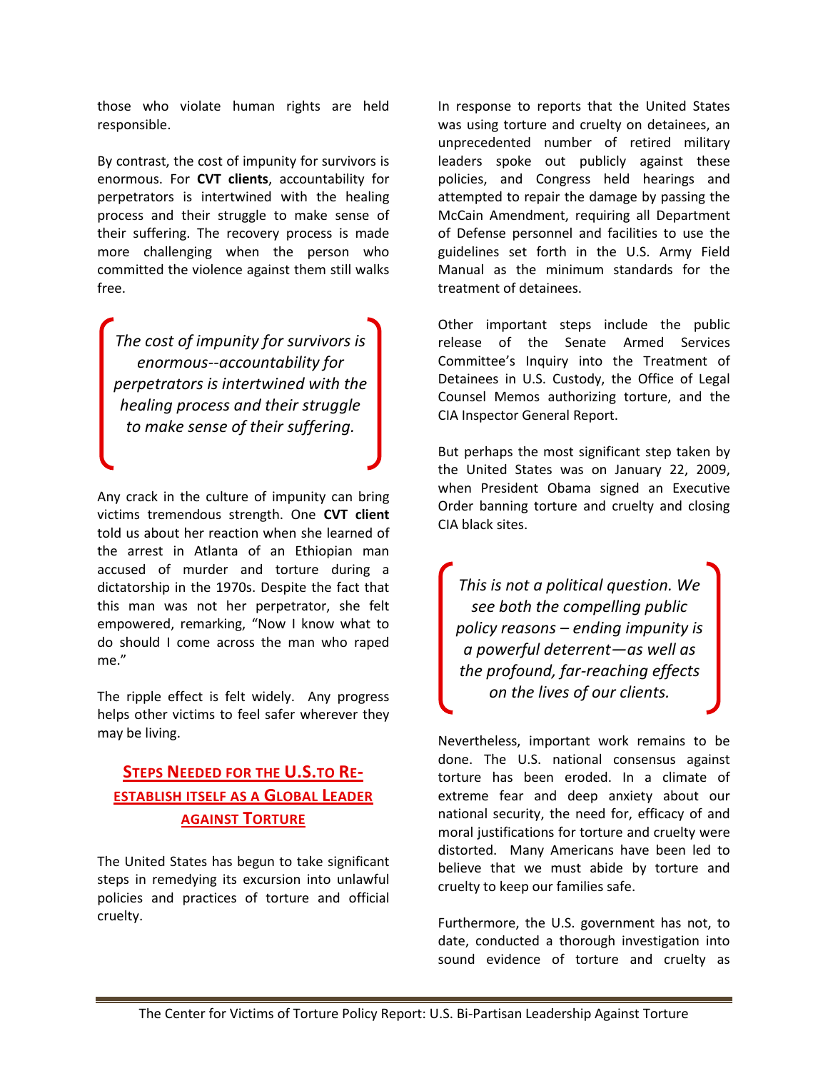those who violate human rights are held responsible.

By contrast, the cost of impunity for survivors is enormous. For **CVT clients**, accountability for perpetrators is intertwined with the healing process and their struggle to make sense of their suffering. The recovery process is made more challenging when the person who committed the violence against them still walks free.

> *The cost of impunity for survivors is enormous--accountability for perpetrators is intertwined with the healing process and their struggle to make sense of their suffering.*

Any crack in the culture of impunity can bring victims tremendous strength. One **CVT client** told us about her reaction when she learned of the arrest in Atlanta of an Ethiopian man accused of murder and torture during a dictatorship in the 1970s. Despite the fact that this man was not her perpetrator, she felt empowered, remarking, "Now I know what to do should I come across the man who raped me."

The ripple effect is felt widely. Any progress helps other victims to feel safer wherever they may be living.

## Steps Needed for the U.S. to Re-establish Itself as a Global Leader Against Torture

The United States has begun to take significant steps in remedying its excursion into unlawful policies and practices of torture and official cruelty.

In response to reports that the United States was using torture and cruelty on detainees, an unprecedented number of retired military leaders spoke out publicly against these policies, and Congress held hearings and attempted to repair the damage by passing the McCain Amendment, requiring all Department of Defense personnel and facilities to use the guidelines set forth in the U.S. Army Field Manual as the minimum standards for the treatment of detainees.

Other important steps include the public release of the Senate Armed Services Committee's Inquiry into the Treatment of Detainees in U.S. Custody, the Office of Legal Counsel Memos authorizing torture, and the CIA Inspector General Report.

But perhaps the most significant step taken by the United States was on January 22, 2009, when President Obama signed an Executive Order banning torture and cruelty and closing CIA black sites.

> *This is not a political question. We see both the compelling public policy reasons – ending impunity is a powerful deterrent—as well as the profound, far-reaching effects on the lives of our clients.*

Nevertheless, important work remains to be done. The U.S. national consensus against torture has been eroded. In a climate of extreme fear and deep anxiety about our national security, the need for, efficacy of and moral justifications for torture and cruelty were distorted. Many Americans have been led to believe that we must abide by torture and cruelty to keep our families safe.

Furthermore, the U.S. government has not, to date, conducted a thorough investigation into sound evidence of torture and cruelty as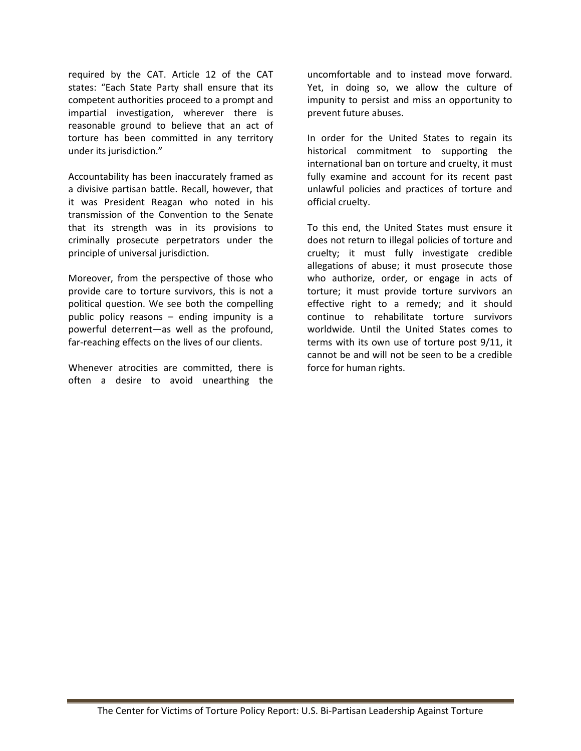required by the CAT. Article 12 of the CAT states: "Each State Party shall ensure that its competent authorities proceed to a prompt and impartial investigation, wherever there is reasonable ground to believe that an act of torture has been committed in any territory under its jurisdiction."

Accountability has been inaccurately framed as a divisive partisan battle. Recall, however, that it was President Reagan who noted in his transmission of the Convention to the Senate that its strength was in its provisions to criminally prosecute perpetrators under the principle of universal jurisdiction.

Moreover, from the perspective of those who provide care to torture survivors, this is not a political question. We see both the compelling public policy reasons – ending impunity is a powerful deterrent—as well as the profound, far-reaching effects on the lives of our clients.

Whenever atrocities are committed, there is often a desire to avoid unearthing the uncomfortable and to instead move forward. Yet, in doing so, we allow the culture of impunity to persist and miss an opportunity to prevent future abuses.

In order for the United States to regain its historical commitment to supporting the international ban on torture and cruelty, it must fully examine and account for its recent past unlawful policies and practices of torture and official cruelty.

To this end, the United States must ensure it does not return to illegal policies of torture and cruelty; it must fully investigate credible allegations of abuse; it must prosecute those who authorize, order, or engage in acts of torture; it must provide torture survivors an effective right to a remedy; and it should continue to rehabilitate torture survivors worldwide. Until the United States comes to terms with its own use of torture post 9/11, it cannot be and will not be seen to be a credible force for human rights.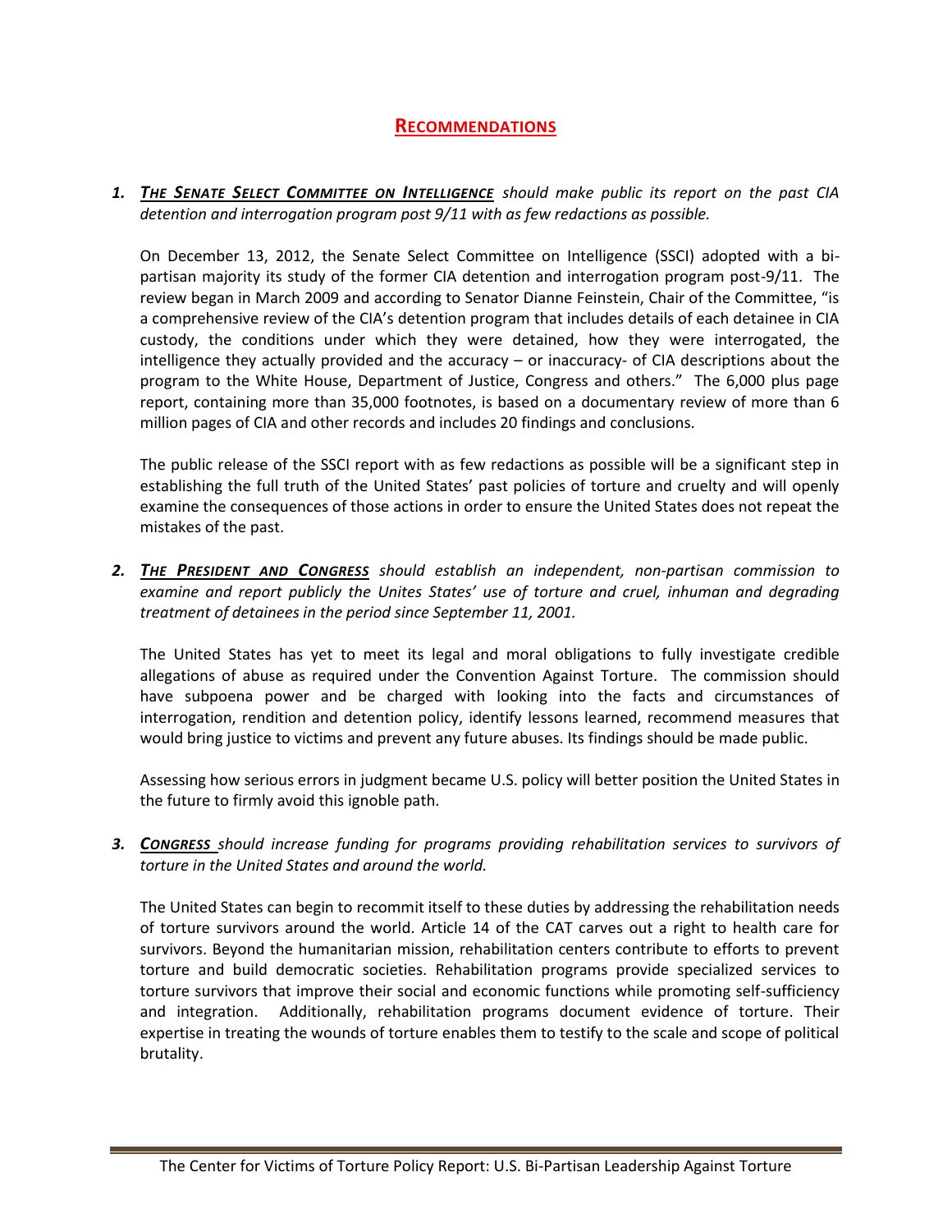## RECOMMENDATIONS

1. ***THE SENATE SELECT COMMITTEE ON INTELLIGENCE*** *should make public its report on the past CIA detention and interrogation program post 9/11 with as few redactions as possible.*

   On December 13, 2012, the Senate Select Committee on Intelligence (SSCI) adopted with a bi-partisan majority its study of the former CIA detention and interrogation program post-9/11. The review began in March 2009 and according to Senator Dianne Feinstein, Chair of the Committee, "is a comprehensive review of the CIA's detention program that includes details of each detainee in CIA custody, the conditions under which they were detained, how they were interrogated, the intelligence they actually provided and the accuracy – or inaccuracy- of CIA descriptions about the program to the White House, Department of Justice, Congress and others." The 6,000 plus page report, containing more than 35,000 footnotes, is based on a documentary review of more than 6 million pages of CIA and other records and includes 20 findings and conclusions.

   The public release of the SSCI report with as few redactions as possible will be a significant step in establishing the full truth of the United States' past policies of torture and cruelty and will openly examine the consequences of those actions in order to ensure the United States does not repeat the mistakes of the past.

2. ***THE PRESIDENT AND CONGRESS*** *should establish an independent, non-partisan commission to examine and report publicly the Unites States' use of torture and cruel, inhuman and degrading treatment of detainees in the period since September 11, 2001.*

   The United States has yet to meet its legal and moral obligations to fully investigate credible allegations of abuse as required under the Convention Against Torture. The commission should have subpoena power and be charged with looking into the facts and circumstances of interrogation, rendition and detention policy, identify lessons learned, recommend measures that would bring justice to victims and prevent any future abuses. Its findings should be made public.

   Assessing how serious errors in judgment became U.S. policy will better position the United States in the future to firmly avoid this ignoble path.

3. ***CONGRESS*** *should increase funding for programs providing rehabilitation services to survivors of torture in the United States and around the world.*

   The United States can begin to recommit itself to these duties by addressing the rehabilitation needs of torture survivors around the world. Article 14 of the CAT carves out a right to health care for survivors. Beyond the humanitarian mission, rehabilitation centers contribute to efforts to prevent torture and build democratic societies. Rehabilitation programs provide specialized services to torture survivors that improve their social and economic functions while promoting self-sufficiency and integration. Additionally, rehabilitation programs document evidence of torture. Their expertise in treating the wounds of torture enables them to testify to the scale and scope of political brutality.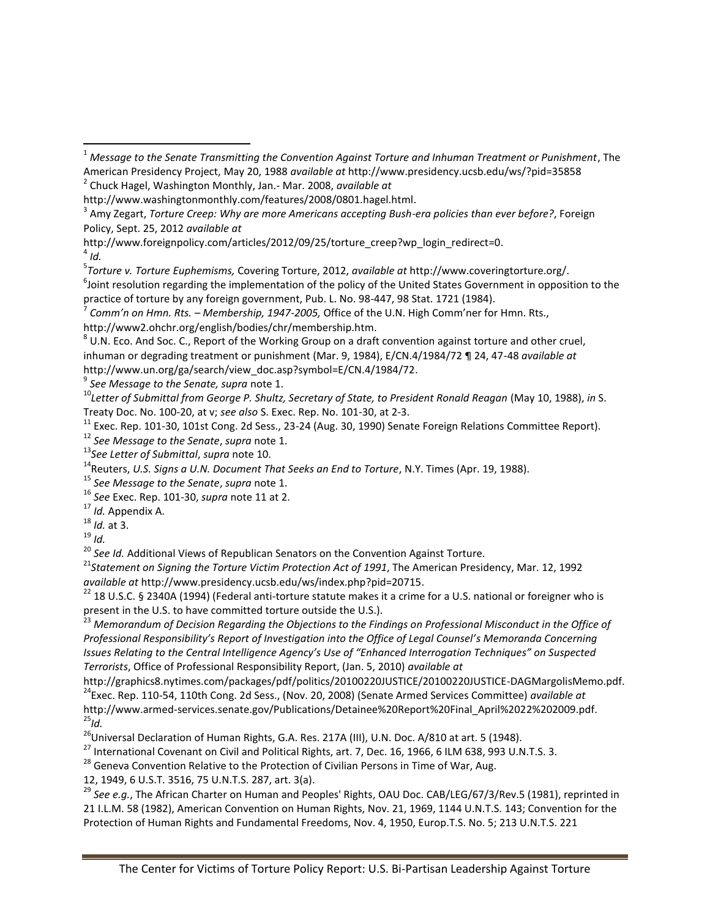[1] *Message to the Senate Transmitting the Convention Against Torture and Inhuman Treatment or Punishment*, The American Presidency Project, May 20, 1988 *available at* http://www.presidency.ucsb.edu/ws/?pid=35858

[2] Chuck Hagel, Washington Monthly, Jan.- Mar. 2008, *available at* http://www.washingtonmonthly.com/features/2008/0801.hagel.html.

[3] Amy Zegart, *Torture Creep: Why are more Americans accepting Bush-era policies than ever before?*, Foreign Policy, Sept. 25, 2012 *available at* http://www.foreignpolicy.com/articles/2012/09/25/torture_creep?wp_login_redirect=0.

[4] *Id.*

[5] *Torture v. Torture Euphemisms,* Covering Torture, 2012, *available at* http://www.coveringtorture.org/.

[6] Joint resolution regarding the implementation of the policy of the United States Government in opposition to the practice of torture by any foreign government, Pub. L. No. 98-447, 98 Stat. 1721 (1984).

[7] *Comm'n on Hmn. Rts. – Membership, 1947-2005,* Office of the U.N. High Comm'ner for Hmn. Rts., http://www2.ohchr.org/english/bodies/chr/membership.htm.

[8] U.N. Eco. And Soc. C., Report of the Working Group on a draft convention against torture and other cruel, inhuman or degrading treatment or punishment (Mar. 9, 1984), E/CN.4/1984/72 ¶ 24, 47-48 *available at* http://www.un.org/ga/search/view_doc.asp?symbol=E/CN.4/1984/72.

[9] *See Message to the Senate, supra* note 1.

[10] *Letter of Submittal from George P. Shultz, Secretary of State, to President Ronald Reagan* (May 10, 1988), *in* S. Treaty Doc. No. 100-20, at v; *see also* S. Exec. Rep. No. 101-30, at 2-3.

[11] Exec. Rep. 101-30, 101st Cong. 2d Sess., 23-24 (Aug. 30, 1990) Senate Foreign Relations Committee Report).

[12] *See Message to the Senate*, *supra* note 1.

[13] *See Letter of Submittal*, *supra* note 10.

[14] Reuters, *U.S. Signs a U.N. Document That Seeks an End to Torture*, N.Y. Times (Apr. 19, 1988).

[15] *See Message to the Senate*, *supra* note 1.

[16] *See* Exec. Rep. 101-30, *supra* note 11 at 2.

[17] *Id.* Appendix A.

[18] *Id.* at 3.

[19] *Id.*

[20] *See Id.* Additional Views of Republican Senators on the Convention Against Torture.

[21] *Statement on Signing the Torture Victim Protection Act of 1991*, The American Presidency, Mar. 12, 1992 *available at* http://www.presidency.ucsb.edu/ws/index.php?pid=20715.

[22] 18 U.S.C. § 2340A (1994) (Federal anti-torture statute makes it a crime for a U.S. national or foreigner who is present in the U.S. to have committed torture outside the U.S.).

[23] *Memorandum of Decision Regarding the Objections to the Findings on Professional Misconduct in the Office of Professional Responsibility's Report of Investigation into the Office of Legal Counsel's Memoranda Concerning Issues Relating to the Central Intelligence Agency's Use of "Enhanced Interrogation Techniques" on Suspected Terrorists*, Office of Professional Responsibility Report, (Jan. 5, 2010) *available at* http://graphics8.nytimes.com/packages/pdf/politics/20100220JUSTICE/20100220JUSTICE-DAGMargolisMemo.pdf.

[24] Exec. Rep. 110-54, 110th Cong. 2d Sess., (Nov. 20, 2008) (Senate Armed Services Committee) *available at* http://www.armed-services.senate.gov/Publications/Detainee%20Report%20Final_April%2022%202009.pdf.

[25] *Id.*

[26] Universal Declaration of Human Rights, G.A. Res. 217A (III), U.N. Doc. A/810 at art. 5 (1948).

[27] International Covenant on Civil and Political Rights, art. 7, Dec. 16, 1966, 6 ILM 638, 993 U.N.T.S. 3.

[28] Geneva Convention Relative to the Protection of Civilian Persons in Time of War, Aug. 12, 1949, 6 U.S.T. 3516, 75 U.N.T.S. 287, art. 3(a).

[29] *See e.g.*, The African Charter on Human and Peoples' Rights, OAU Doc. CAB/LEG/67/3/Rev.5 (1981), reprinted in 21 I.L.M. 58 (1982), American Convention on Human Rights, Nov. 21, 1969, 1144 U.N.T.S. 143; Convention for the Protection of Human Rights and Fundamental Freedoms, Nov. 4, 1950, Europ.T.S. No. 5; 213 U.N.T.S. 221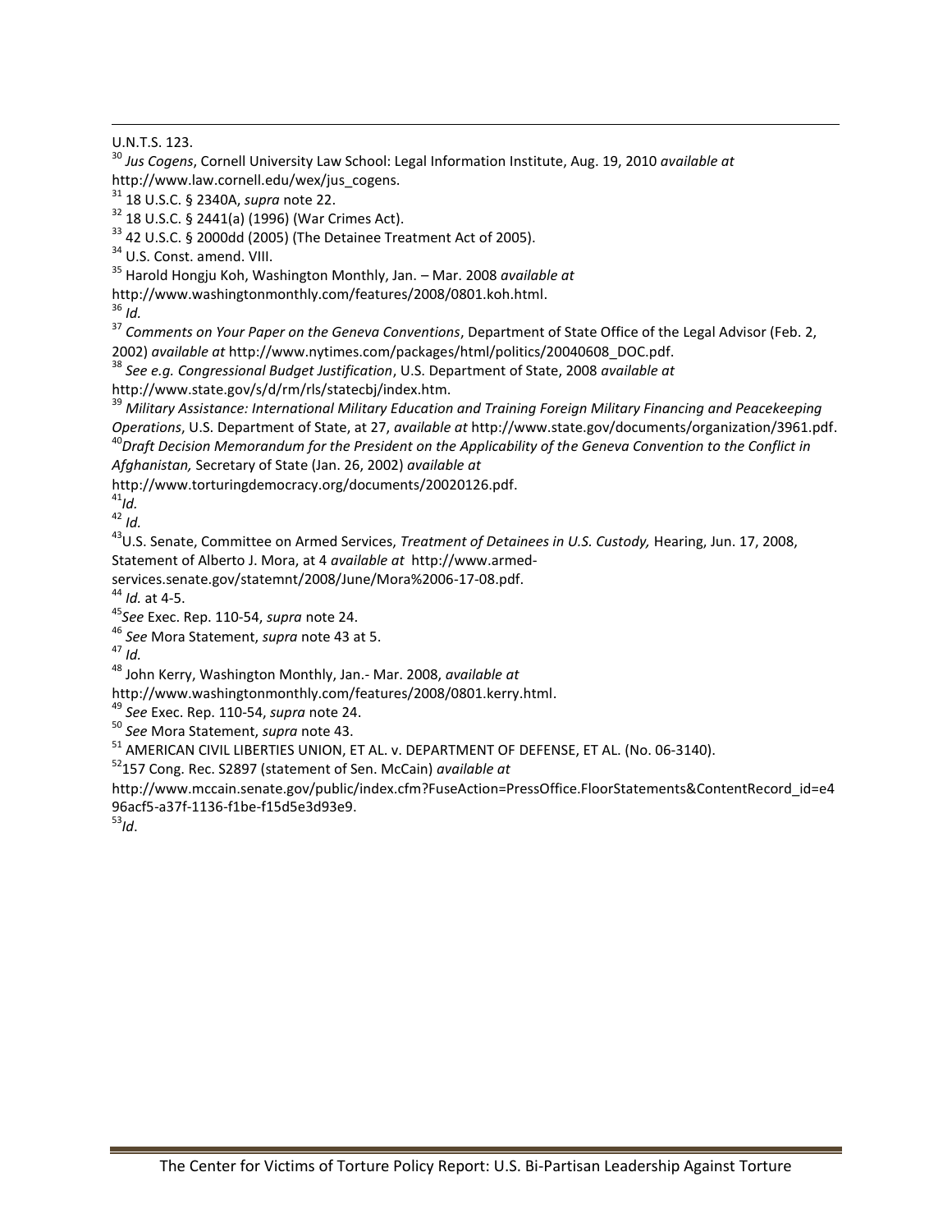U.N.T.S. 123.

[30] *Jus Cogens*, Cornell University Law School: Legal Information Institute, Aug. 19, 2010 *available at* http://www.law.cornell.edu/wex/jus_cogens.

[31] 18 U.S.C. § 2340A, *supra* note 22.

[32] 18 U.S.C. § 2441(a) (1996) (War Crimes Act).

[33] 42 U.S.C. § 2000dd (2005) (The Detainee Treatment Act of 2005).

[34] U.S. Const. amend. VIII.

[35] Harold Hongju Koh, Washington Monthly, Jan. – Mar. 2008 *available at* http://www.washingtonmonthly.com/features/2008/0801.koh.html.

[36] *Id.*

[37] *Comments on Your Paper on the Geneva Conventions*, Department of State Office of the Legal Advisor (Feb. 2, 2002) *available at* http://www.nytimes.com/packages/html/politics/20040608_DOC.pdf.

[38] *See e.g. Congressional Budget Justification*, U.S. Department of State, 2008 *available at* http://www.state.gov/s/d/rm/rls/statecbj/index.htm.

[39] *Military Assistance: International Military Education and Training Foreign Military Financing and Peacekeeping Operations*, U.S. Department of State, at 27, *available at* http://www.state.gov/documents/organization/3961.pdf.

[40] *Draft Decision Memorandum for the President on the Applicability of the Geneva Convention to the Conflict in Afghanistan,* Secretary of State (Jan. 26, 2002) *available at* http://www.torturingdemocracy.org/documents/20020126.pdf.

[41] *Id.*

[42] *Id.*

[43] U.S. Senate, Committee on Armed Services, *Treatment of Detainees in U.S. Custody,* Hearing, Jun. 17, 2008, Statement of Alberto J. Mora, at 4 *available at* http://www.armed-services.senate.gov/statemnt/2008/June/Mora%2006-17-08.pdf.

[44] *Id.* at 4-5.

[45] *See* Exec. Rep. 110-54, *supra* note 24.

[46] *See* Mora Statement, *supra* note 43 at 5.

[47] *Id.*

[48] John Kerry, Washington Monthly, Jan.- Mar. 2008, *available at* http://www.washingtonmonthly.com/features/2008/0801.kerry.html.

[49] *See* Exec. Rep. 110-54, *supra* note 24.

[50] *See* Mora Statement, *supra* note 43.

[51] AMERICAN CIVIL LIBERTIES UNION, ET AL. v. DEPARTMENT OF DEFENSE, ET AL. (No. 06-3140).

[52] 157 Cong. Rec. S2897 (statement of Sen. McCain) *available at* http://www.mccain.senate.gov/public/index.cfm?FuseAction=PressOffice.FloorStatements&ContentRecord_id=e496acf5-a37f-1136-f1be-f15d5e3d93e9.

[53] *Id*.